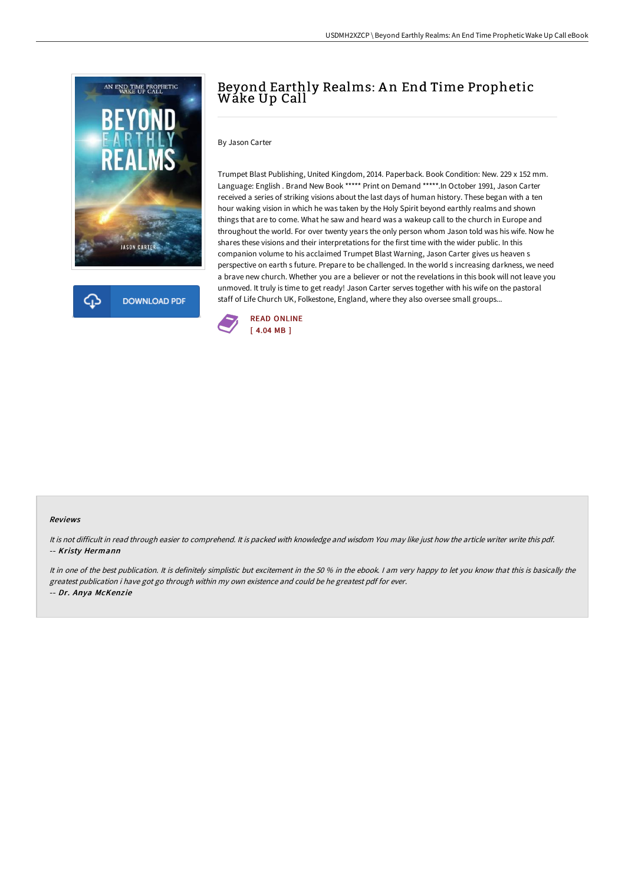# Beyond Earthly Realms: An End Time Prophetic Wake Up Call

By Jason Carter

Trumpet Blast Publishing, United Kingdom, 2014. Paperback. Book Condition: New. 229 x 152 mm. Language: English . Brand New Book ***** Print on Demand *****.In October 1991, Jason Carter received a series of striking visions about the last days of human history. These began with a ten hour waking vision in which he was taken by the Holy Spirit beyond earthly realms and shown things that are to come. What he saw and heard was a wakeup call to the church in Europe and throughout the world. For over twenty years the only person whom Jason told was his wife. Now he shares these visions and their interpretations for the first time with the wider public. In this companion volume to his acclaimed Trumpet Blast Warning, Jason Carter gives us heaven s perspective on earth s future. Prepare to be challenged. In the world s increasing darkness, we need a brave new church. Whether you are a believer or not the revelations in this book will not leave you unmoved. It truly is time to get ready! Jason Carter serves together with his wife on the pastoral staff of Life Church UK, Folkestone, England, where they also oversee small groups...

READ ONLINE
[ 4.04 MB ]

DOWNLOAD PDF

#### Reviews

*It is not difficult in read through easier to comprehend. It is packed with knowledge and wisdom You may like just how the article writer write this pdf.*
-- *Kristy Hermann*

*It in one of the best publication. It is definitely simplistic but excitement in the 50 % in the ebook. I am very happy to let you know that this is basically the greatest publication i have got go through within my own existence and could be he greatest pdf for ever.*
-- *Dr. Anya McKenzie*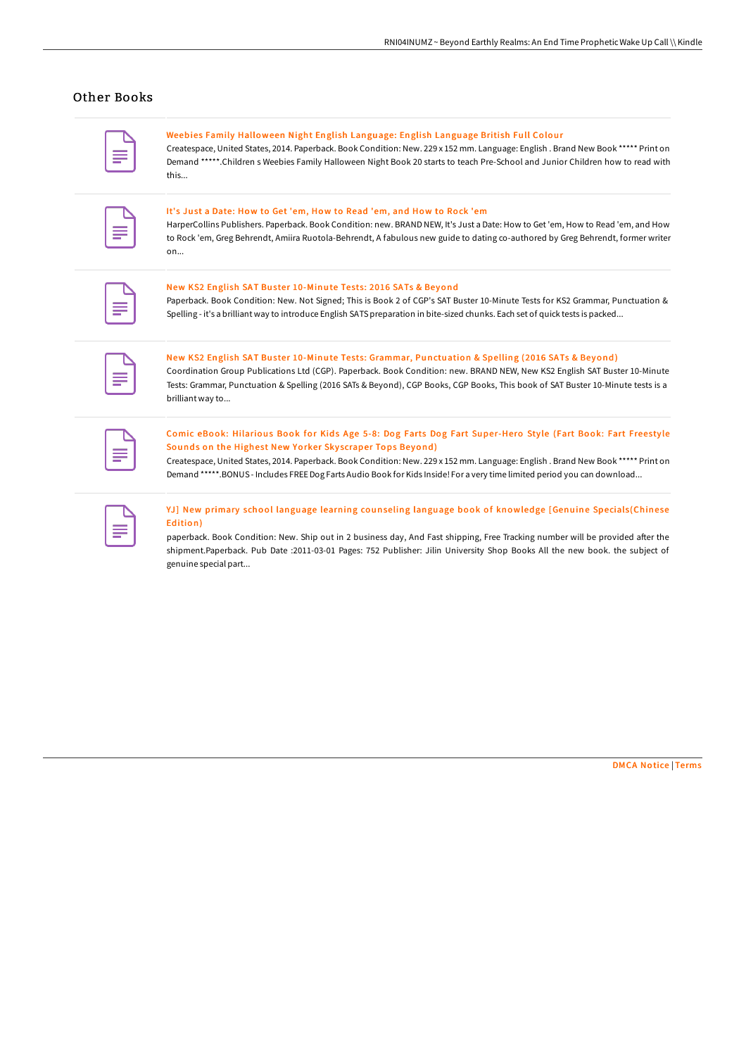## Other Books

### Weebies Family Halloween Night English Language: English Language British Full Colour

Createspace, United States, 2014. Paperback. Book Condition: New. 229 x 152 mm. Language: English . Brand New Book ***** Print on Demand *****.Children s Weebies Family Halloween Night Book 20 starts to teach Pre-School and Junior Children how to read with this...

### It's Just a Date: How to Get 'em, How to Read 'em, and How to Rock 'em

HarperCollins Publishers. Paperback. Book Condition: new. BRAND NEW, It's Just a Date: How to Get 'em, How to Read 'em, and How to Rock 'em, Greg Behrendt, Amiira Ruotola-Behrendt, A fabulous new guide to dating co-authored by Greg Behrendt, former writer on...

### New KS2 English SAT Buster 10-Minute Tests: 2016 SATs & Beyond

Paperback. Book Condition: New. Not Signed; This is Book 2 of CGP's SAT Buster 10-Minute Tests for KS2 Grammar, Punctuation & Spelling - it's a brilliant way to introduce English SATS preparation in bite-sized chunks. Each set of quick tests is packed...

### New KS2 English SAT Buster 10-Minute Tests: Grammar, Punctuation & Spelling (2016 SATs & Beyond)

Coordination Group Publications Ltd (CGP). Paperback. Book Condition: new. BRAND NEW, New KS2 English SAT Buster 10-Minute Tests: Grammar, Punctuation & Spelling (2016 SATs & Beyond), CGP Books, CGP Books, This book of SAT Buster 10-Minute tests is a brilliant way to...

### Comic eBook: Hilarious Book for Kids Age 5-8: Dog Farts Dog Fart Super-Hero Style (Fart Book: Fart Freestyle Sounds on the Highest New Yorker Skyscraper Tops Beyond)

Createspace, United States, 2014. Paperback. Book Condition: New. 229 x 152 mm. Language: English . Brand New Book ***** Print on Demand *****.BONUS - Includes FREE Dog Farts Audio Book for Kids Inside! For a very time limited period you can download...

### YJ] New primary school language learning counseling language book of knowledge [Genuine Specials(Chinese Edition)

paperback. Book Condition: New. Ship out in 2 business day, And Fast shipping, Free Tracking number will be provided after the shipment.Paperback. Pub Date :2011-03-01 Pages: 752 Publisher: Jilin University Shop Books All the new book. the subject of genuine special part...

DMCA Notice | Terms